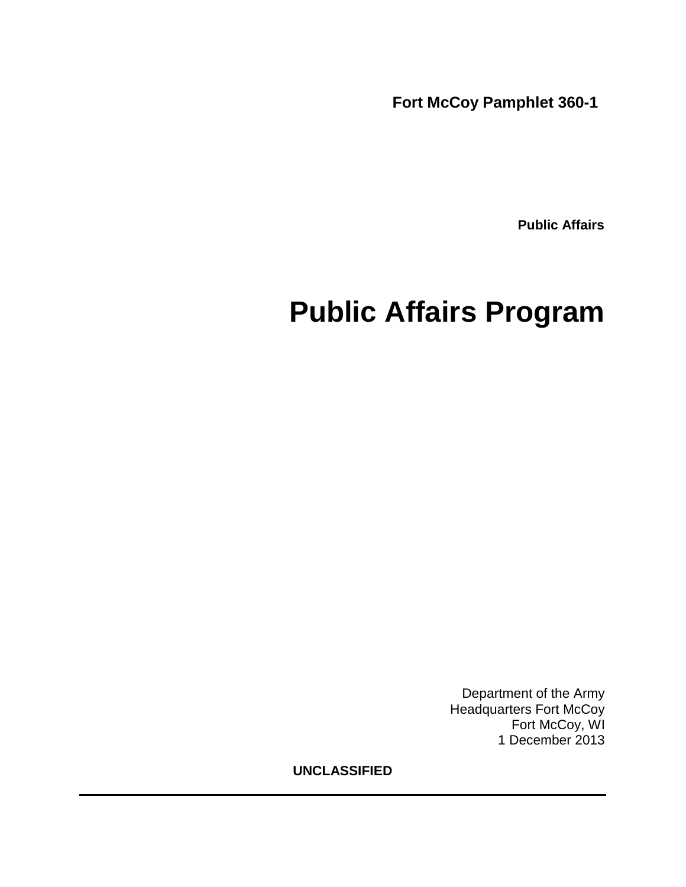**Fort McCoy Pamphlet 360-1**

**Public Affairs**

# Public Affairs Program

Department of the Army
Headquarters Fort McCoy
Fort McCoy, WI
1 December 2013

**UNCLASSIFIED**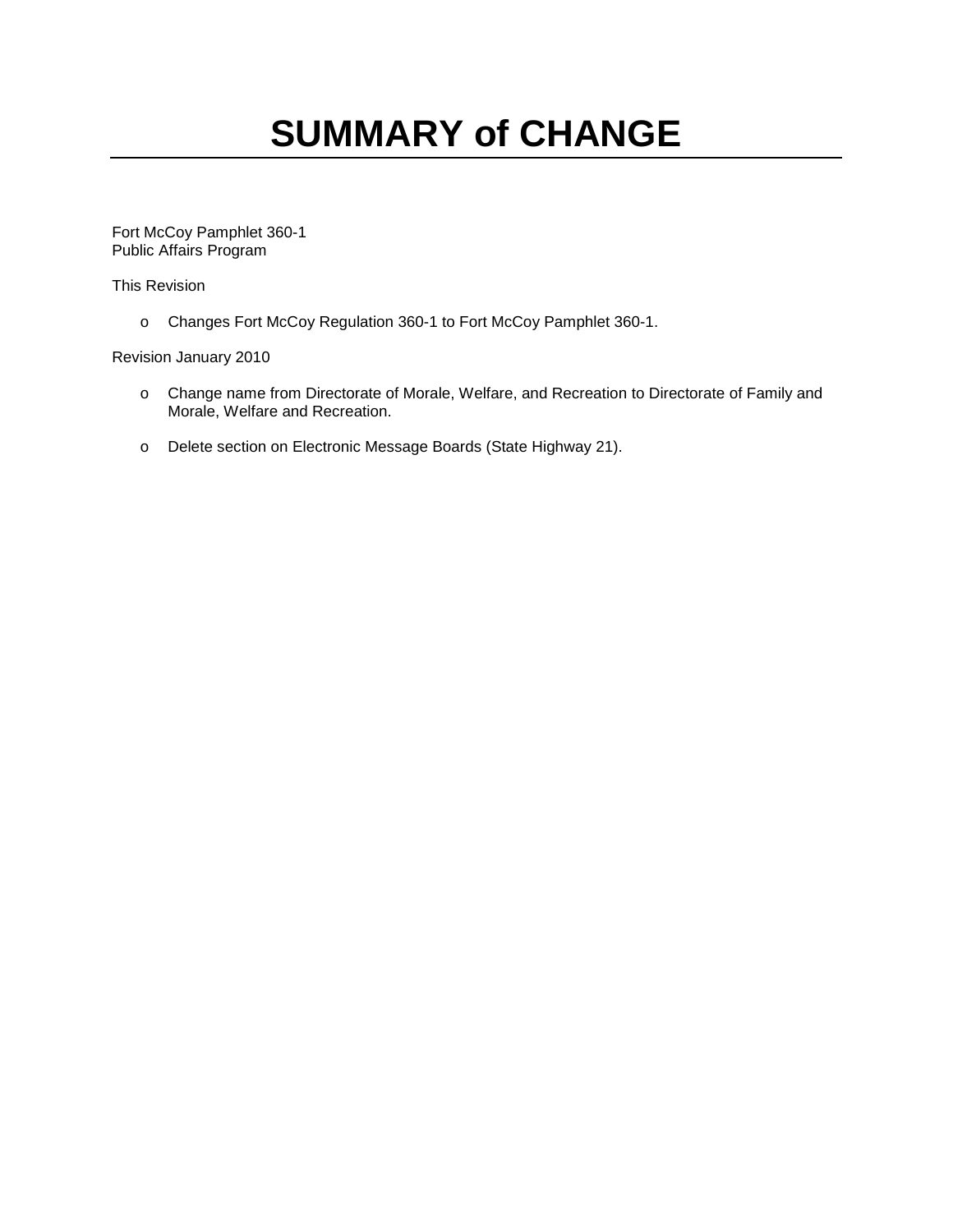# SUMMARY of CHANGE

Fort McCoy Pamphlet 360-1
Public Affairs Program

This Revision

- o Changes Fort McCoy Regulation 360-1 to Fort McCoy Pamphlet 360-1.

Revision January 2010

- o Change name from Directorate of Morale, Welfare, and Recreation to Directorate of Family and Morale, Welfare and Recreation.
- o Delete section on Electronic Message Boards (State Highway 21).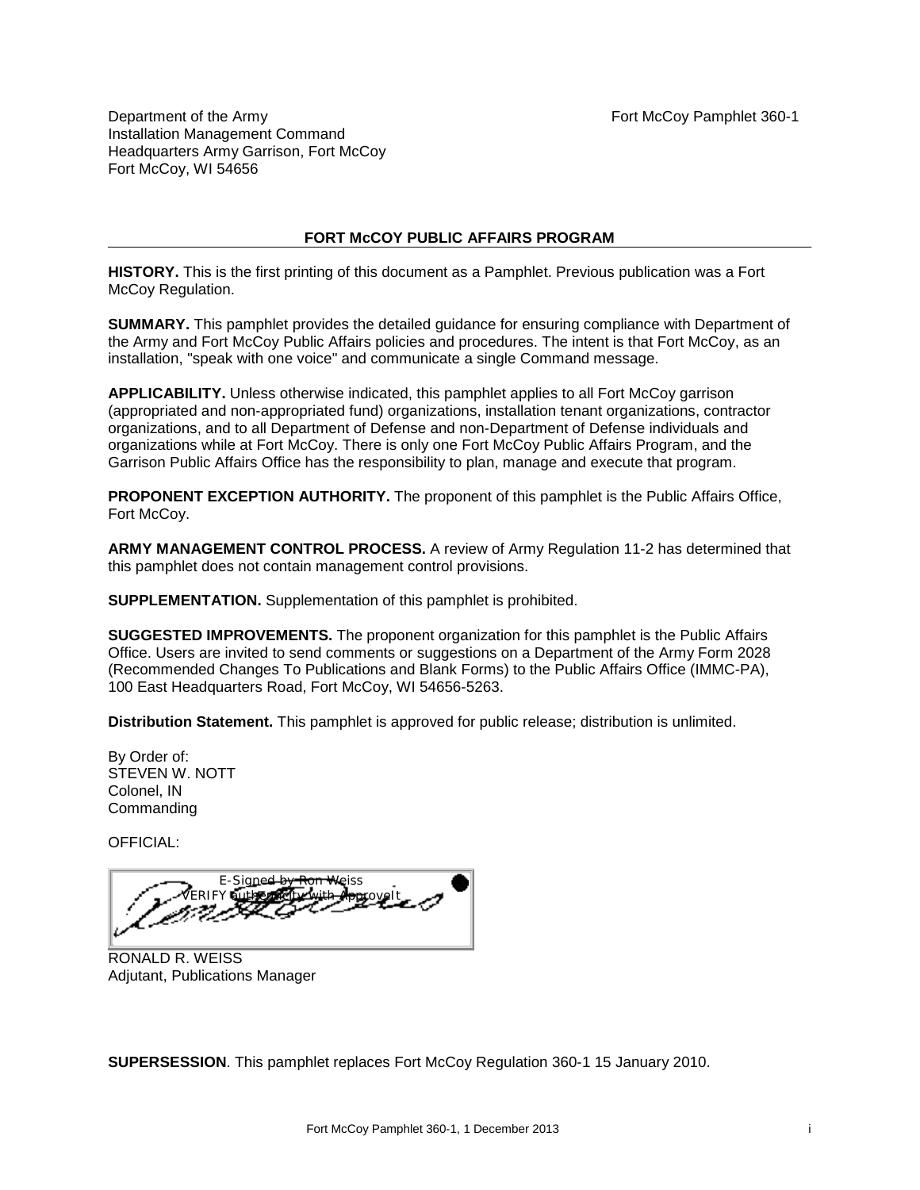Department of the Army
Installation Management Command
Headquarters Army Garrison, Fort McCoy
Fort McCoy, WI 54656

Fort McCoy Pamphlet 360-1

**FORT McCOY PUBLIC AFFAIRS PROGRAM**

**HISTORY.** This is the first printing of this document as a Pamphlet. Previous publication was a Fort McCoy Regulation.

**SUMMARY.** This pamphlet provides the detailed guidance for ensuring compliance with Department of the Army and Fort McCoy Public Affairs policies and procedures. The intent is that Fort McCoy, as an installation, "speak with one voice" and communicate a single Command message.

**APPLICABILITY.** Unless otherwise indicated, this pamphlet applies to all Fort McCoy garrison (appropriated and non-appropriated fund) organizations, installation tenant organizations, contractor organizations, and to all Department of Defense and non-Department of Defense individuals and organizations while at Fort McCoy. There is only one Fort McCoy Public Affairs Program, and the Garrison Public Affairs Office has the responsibility to plan, manage and execute that program.

**PROPONENT EXCEPTION AUTHORITY.** The proponent of this pamphlet is the Public Affairs Office, Fort McCoy.

**ARMY MANAGEMENT CONTROL PROCESS.** A review of Army Regulation 11-2 has determined that this pamphlet does not contain management control provisions.

**SUPPLEMENTATION.** Supplementation of this pamphlet is prohibited.

**SUGGESTED IMPROVEMENTS.** The proponent organization for this pamphlet is the Public Affairs Office. Users are invited to send comments or suggestions on a Department of the Army Form 2028 (Recommended Changes To Publications and Blank Forms) to the Public Affairs Office (IMMC-PA), 100 East Headquarters Road, Fort McCoy, WI 54656-5263.

**Distribution Statement.** This pamphlet is approved for public release; distribution is unlimited.

By Order of:
STEVEN W. NOTT
Colonel, IN
Commanding

OFFICIAL:

E-Signed by Ron Weiss
VERIFY authenticity with ApproveIt

RONALD R. WEISS
Adjutant, Publications Manager

**SUPERSESSION**. This pamphlet replaces Fort McCoy Regulation 360-1 15 January 2010.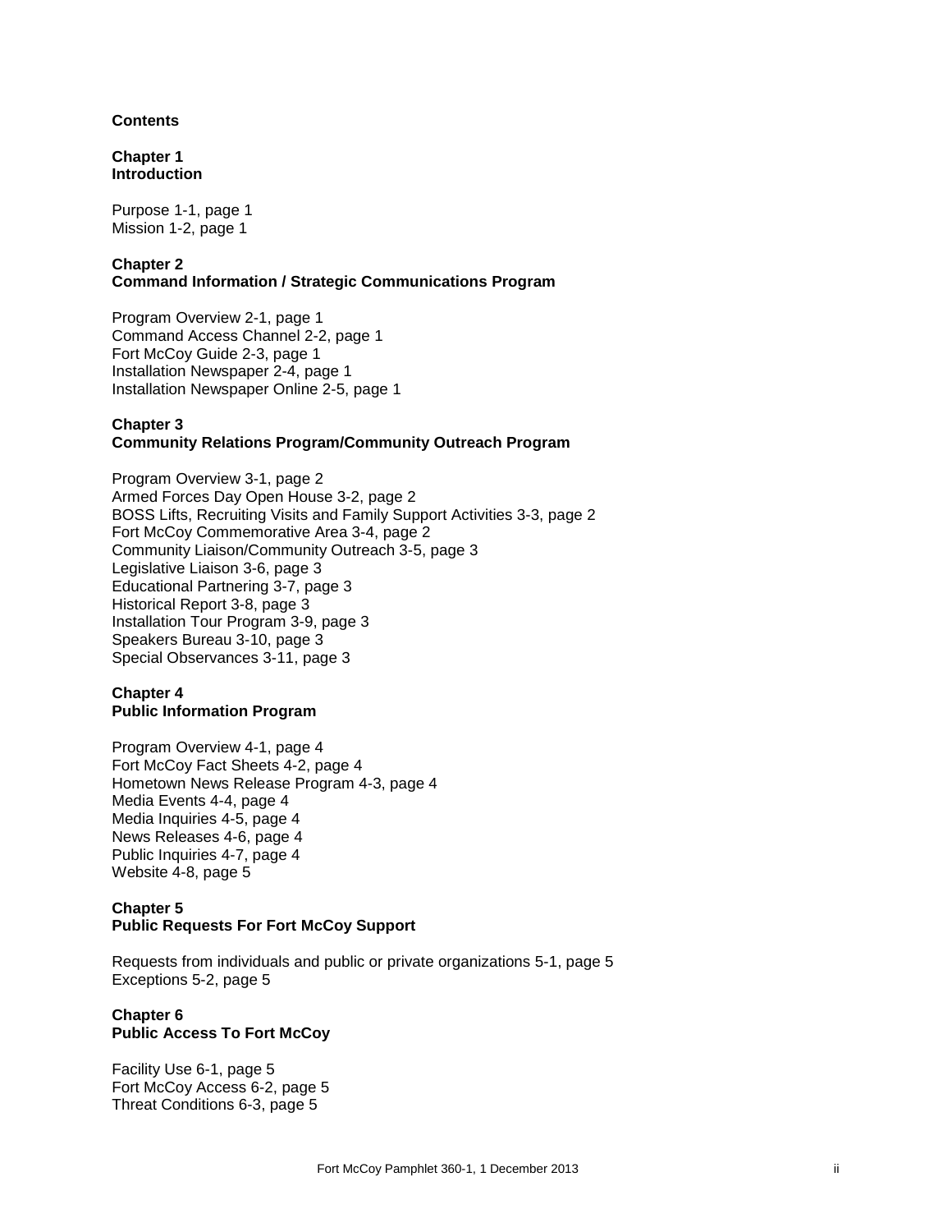**Contents**

**Chapter 1**
**Introduction**

Purpose 1-1, page 1
Mission 1-2, page 1

**Chapter 2**
**Command Information / Strategic Communications Program**

Program Overview 2-1, page 1
Command Access Channel 2-2, page 1
Fort McCoy Guide 2-3, page 1
Installation Newspaper 2-4, page 1
Installation Newspaper Online 2-5, page 1

**Chapter 3**
**Community Relations Program/Community Outreach Program**

Program Overview 3-1, page 2
Armed Forces Day Open House 3-2, page 2
BOSS Lifts, Recruiting Visits and Family Support Activities 3-3, page 2
Fort McCoy Commemorative Area 3-4, page 2
Community Liaison/Community Outreach 3-5, page 3
Legislative Liaison 3-6, page 3
Educational Partnering 3-7, page 3
Historical Report 3-8, page 3
Installation Tour Program 3-9, page 3
Speakers Bureau 3-10, page 3
Special Observances 3-11, page 3

**Chapter 4**
**Public Information Program**

Program Overview 4-1, page 4
Fort McCoy Fact Sheets 4-2, page 4
Hometown News Release Program 4-3, page 4
Media Events 4-4, page 4
Media Inquiries 4-5, page 4
News Releases 4-6, page 4
Public Inquiries 4-7, page 4
Website 4-8, page 5

**Chapter 5**
**Public Requests For Fort McCoy Support**

Requests from individuals and public or private organizations 5-1, page 5
Exceptions 5-2, page 5

**Chapter 6**
**Public Access To Fort McCoy**

Facility Use 6-1, page 5
Fort McCoy Access 6-2, page 5
Threat Conditions 6-3, page 5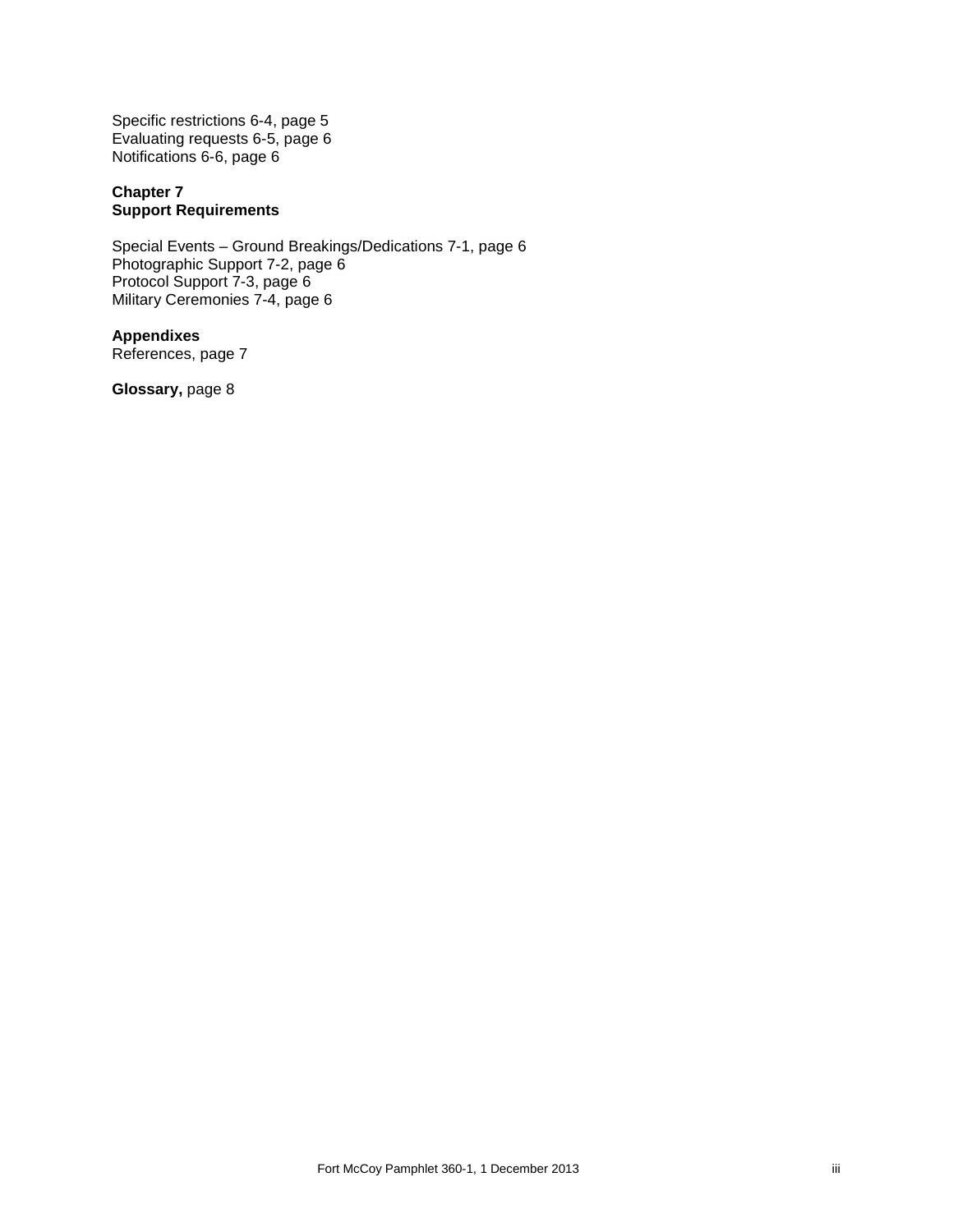Specific restrictions 6-4, page 5
Evaluating requests 6-5, page 6
Notifications 6-6, page 6

**Chapter 7**
**Support Requirements**

Special Events – Ground Breakings/Dedications 7-1, page 6
Photographic Support 7-2, page 6
Protocol Support 7-3, page 6
Military Ceremonies 7-4, page 6

**Appendixes**
References, page 7

**Glossary,** page 8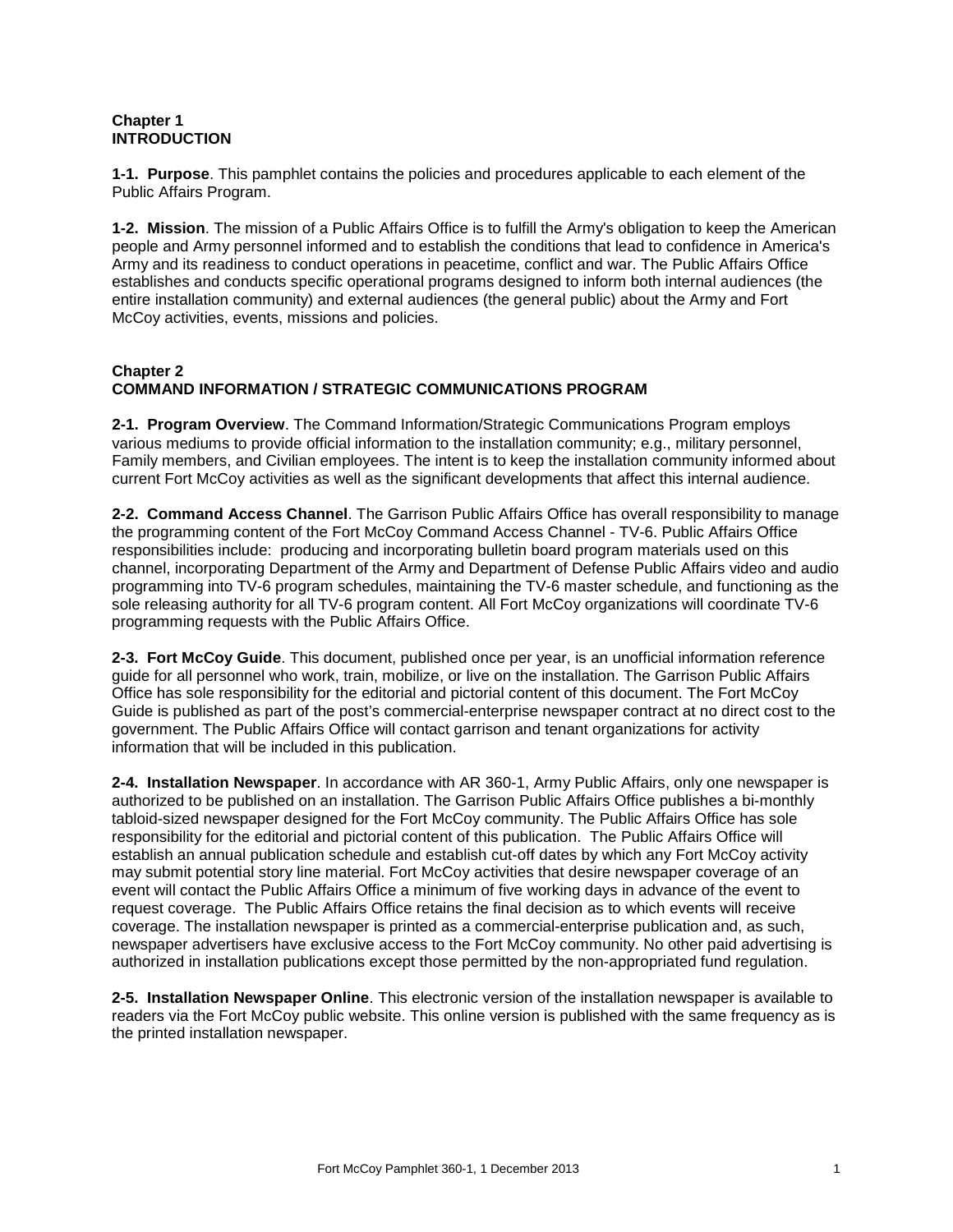## Chapter 1
## INTRODUCTION

**1-1. Purpose**. This pamphlet contains the policies and procedures applicable to each element of the Public Affairs Program.

**1-2. Mission**. The mission of a Public Affairs Office is to fulfill the Army's obligation to keep the American people and Army personnel informed and to establish the conditions that lead to confidence in America's Army and its readiness to conduct operations in peacetime, conflict and war. The Public Affairs Office establishes and conducts specific operational programs designed to inform both internal audiences (the entire installation community) and external audiences (the general public) about the Army and Fort McCoy activities, events, missions and policies.

## Chapter 2
## COMMAND INFORMATION / STRATEGIC COMMUNICATIONS PROGRAM

**2-1. Program Overview**. The Command Information/Strategic Communications Program employs various mediums to provide official information to the installation community; e.g., military personnel, Family members, and Civilian employees. The intent is to keep the installation community informed about current Fort McCoy activities as well as the significant developments that affect this internal audience.

**2-2. Command Access Channel**. The Garrison Public Affairs Office has overall responsibility to manage the programming content of the Fort McCoy Command Access Channel - TV-6. Public Affairs Office responsibilities include: producing and incorporating bulletin board program materials used on this channel, incorporating Department of the Army and Department of Defense Public Affairs video and audio programming into TV-6 program schedules, maintaining the TV-6 master schedule, and functioning as the sole releasing authority for all TV-6 program content. All Fort McCoy organizations will coordinate TV-6 programming requests with the Public Affairs Office.

**2-3. Fort McCoy Guide**. This document, published once per year, is an unofficial information reference guide for all personnel who work, train, mobilize, or live on the installation. The Garrison Public Affairs Office has sole responsibility for the editorial and pictorial content of this document. The Fort McCoy Guide is published as part of the post's commercial-enterprise newspaper contract at no direct cost to the government. The Public Affairs Office will contact garrison and tenant organizations for activity information that will be included in this publication.

**2-4. Installation Newspaper**. In accordance with AR 360-1, Army Public Affairs, only one newspaper is authorized to be published on an installation. The Garrison Public Affairs Office publishes a bi-monthly tabloid-sized newspaper designed for the Fort McCoy community. The Public Affairs Office has sole responsibility for the editorial and pictorial content of this publication. The Public Affairs Office will establish an annual publication schedule and establish cut-off dates by which any Fort McCoy activity may submit potential story line material. Fort McCoy activities that desire newspaper coverage of an event will contact the Public Affairs Office a minimum of five working days in advance of the event to request coverage. The Public Affairs Office retains the final decision as to which events will receive coverage. The installation newspaper is printed as a commercial-enterprise publication and, as such, newspaper advertisers have exclusive access to the Fort McCoy community. No other paid advertising is authorized in installation publications except those permitted by the non-appropriated fund regulation.

**2-5. Installation Newspaper Online**. This electronic version of the installation newspaper is available to readers via the Fort McCoy public website. This online version is published with the same frequency as is the printed installation newspaper.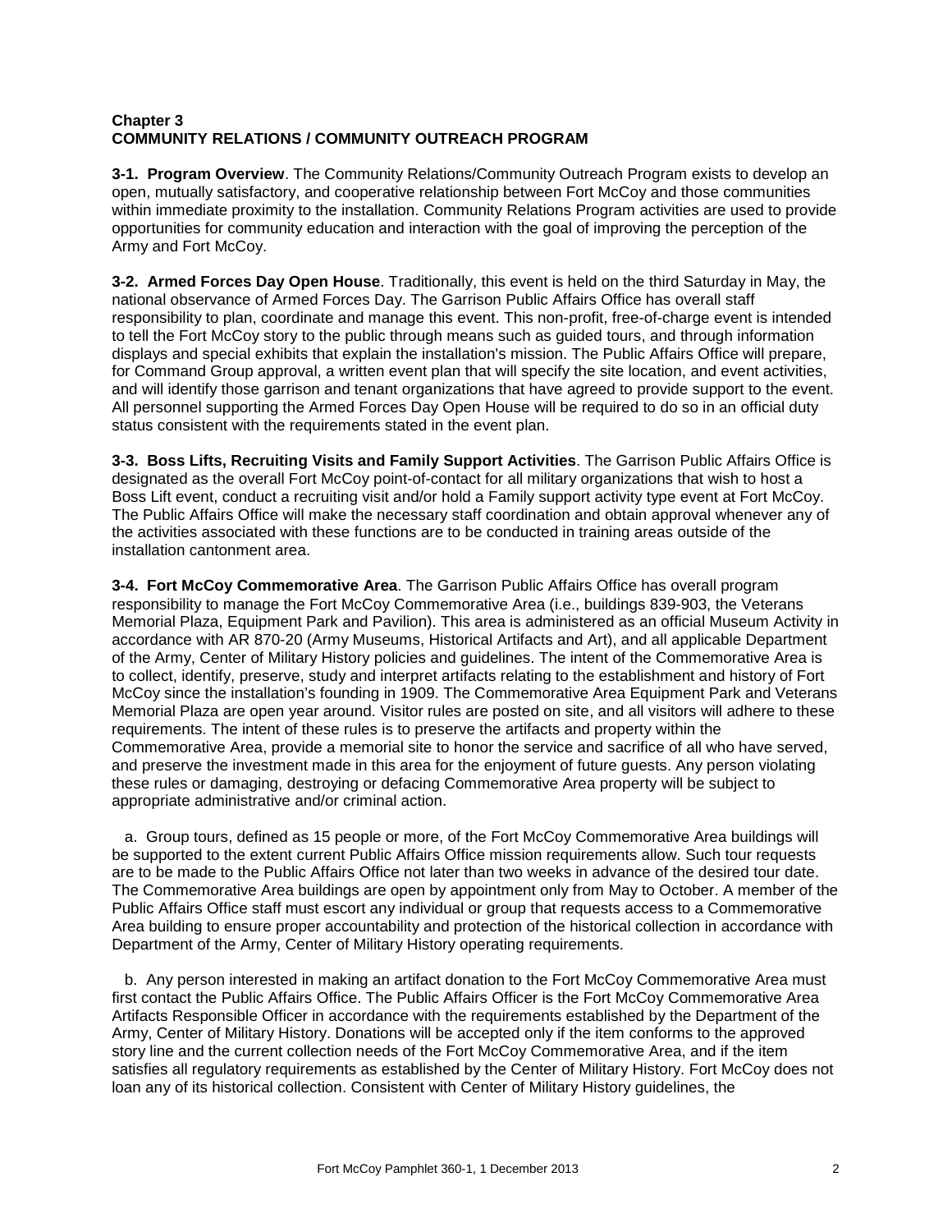**Chapter 3**
**COMMUNITY RELATIONS / COMMUNITY OUTREACH PROGRAM**

**3-1. Program Overview**. The Community Relations/Community Outreach Program exists to develop an open, mutually satisfactory, and cooperative relationship between Fort McCoy and those communities within immediate proximity to the installation. Community Relations Program activities are used to provide opportunities for community education and interaction with the goal of improving the perception of the Army and Fort McCoy.

**3-2. Armed Forces Day Open House**. Traditionally, this event is held on the third Saturday in May, the national observance of Armed Forces Day. The Garrison Public Affairs Office has overall staff responsibility to plan, coordinate and manage this event. This non-profit, free-of-charge event is intended to tell the Fort McCoy story to the public through means such as guided tours, and through information displays and special exhibits that explain the installation's mission. The Public Affairs Office will prepare, for Command Group approval, a written event plan that will specify the site location, and event activities, and will identify those garrison and tenant organizations that have agreed to provide support to the event. All personnel supporting the Armed Forces Day Open House will be required to do so in an official duty status consistent with the requirements stated in the event plan.

**3-3. Boss Lifts, Recruiting Visits and Family Support Activities**. The Garrison Public Affairs Office is designated as the overall Fort McCoy point-of-contact for all military organizations that wish to host a Boss Lift event, conduct a recruiting visit and/or hold a Family support activity type event at Fort McCoy. The Public Affairs Office will make the necessary staff coordination and obtain approval whenever any of the activities associated with these functions are to be conducted in training areas outside of the installation cantonment area.

**3-4. Fort McCoy Commemorative Area**. The Garrison Public Affairs Office has overall program responsibility to manage the Fort McCoy Commemorative Area (i.e., buildings 839-903, the Veterans Memorial Plaza, Equipment Park and Pavilion). This area is administered as an official Museum Activity in accordance with AR 870-20 (Army Museums, Historical Artifacts and Art), and all applicable Department of the Army, Center of Military History policies and guidelines. The intent of the Commemorative Area is to collect, identify, preserve, study and interpret artifacts relating to the establishment and history of Fort McCoy since the installation's founding in 1909. The Commemorative Area Equipment Park and Veterans Memorial Plaza are open year around. Visitor rules are posted on site, and all visitors will adhere to these requirements. The intent of these rules is to preserve the artifacts and property within the Commemorative Area, provide a memorial site to honor the service and sacrifice of all who have served, and preserve the investment made in this area for the enjoyment of future guests. Any person violating these rules or damaging, destroying or defacing Commemorative Area property will be subject to appropriate administrative and/or criminal action.

a. Group tours, defined as 15 people or more, of the Fort McCoy Commemorative Area buildings will be supported to the extent current Public Affairs Office mission requirements allow. Such tour requests are to be made to the Public Affairs Office not later than two weeks in advance of the desired tour date. The Commemorative Area buildings are open by appointment only from May to October. A member of the Public Affairs Office staff must escort any individual or group that requests access to a Commemorative Area building to ensure proper accountability and protection of the historical collection in accordance with Department of the Army, Center of Military History operating requirements.

b. Any person interested in making an artifact donation to the Fort McCoy Commemorative Area must first contact the Public Affairs Office. The Public Affairs Officer is the Fort McCoy Commemorative Area Artifacts Responsible Officer in accordance with the requirements established by the Department of the Army, Center of Military History. Donations will be accepted only if the item conforms to the approved story line and the current collection needs of the Fort McCoy Commemorative Area, and if the item satisfies all regulatory requirements as established by the Center of Military History. Fort McCoy does not loan any of its historical collection. Consistent with Center of Military History guidelines, the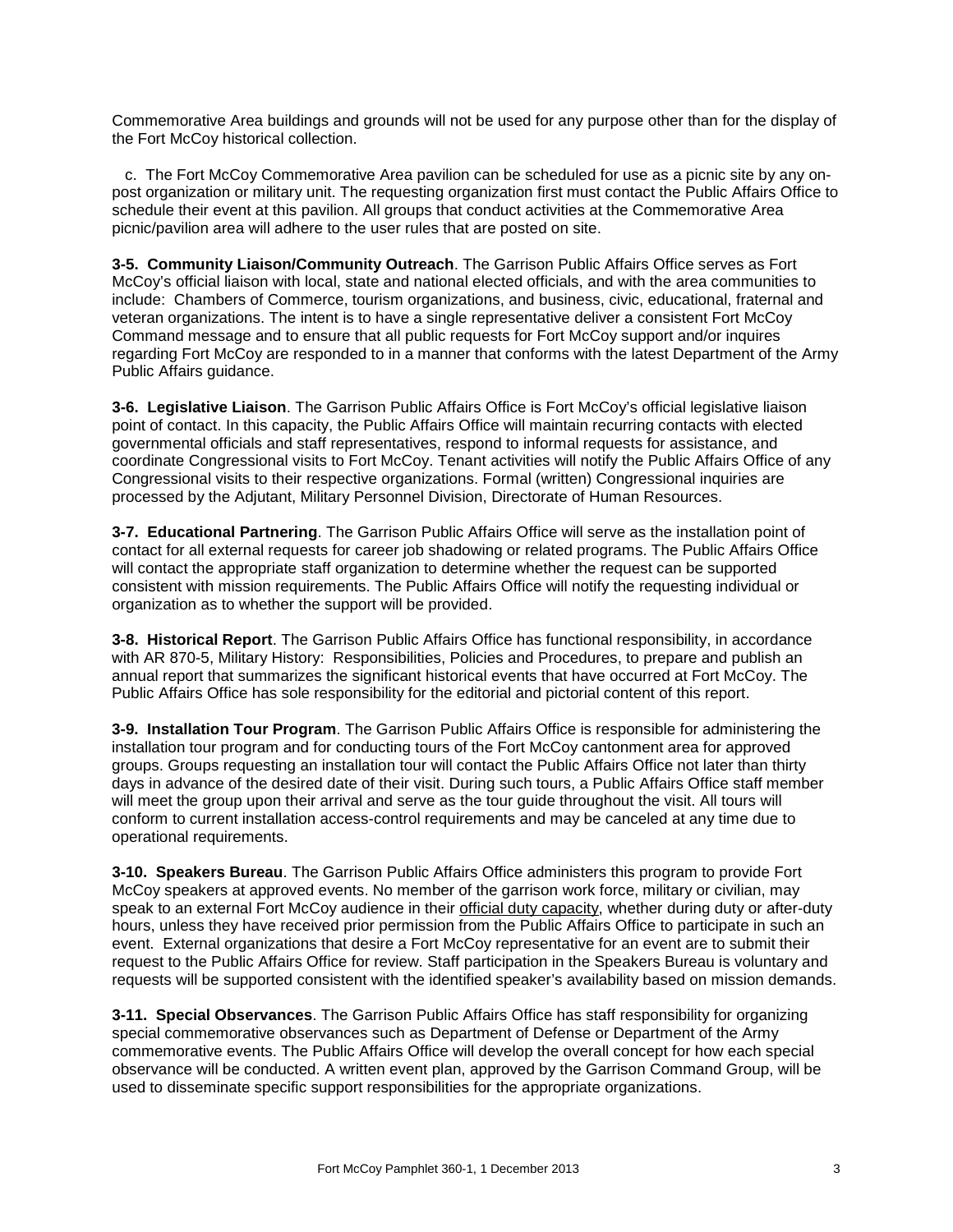Commemorative Area buildings and grounds will not be used for any purpose other than for the display of the Fort McCoy historical collection.

c. The Fort McCoy Commemorative Area pavilion can be scheduled for use as a picnic site by any on-post organization or military unit. The requesting organization first must contact the Public Affairs Office to schedule their event at this pavilion. All groups that conduct activities at the Commemorative Area picnic/pavilion area will adhere to the user rules that are posted on site.

**3-5. Community Liaison/Community Outreach**. The Garrison Public Affairs Office serves as Fort McCoy's official liaison with local, state and national elected officials, and with the area communities to include: Chambers of Commerce, tourism organizations, and business, civic, educational, fraternal and veteran organizations. The intent is to have a single representative deliver a consistent Fort McCoy Command message and to ensure that all public requests for Fort McCoy support and/or inquires regarding Fort McCoy are responded to in a manner that conforms with the latest Department of the Army Public Affairs guidance.

**3-6. Legislative Liaison**. The Garrison Public Affairs Office is Fort McCoy's official legislative liaison point of contact. In this capacity, the Public Affairs Office will maintain recurring contacts with elected governmental officials and staff representatives, respond to informal requests for assistance, and coordinate Congressional visits to Fort McCoy. Tenant activities will notify the Public Affairs Office of any Congressional visits to their respective organizations. Formal (written) Congressional inquiries are processed by the Adjutant, Military Personnel Division, Directorate of Human Resources.

**3-7. Educational Partnering**. The Garrison Public Affairs Office will serve as the installation point of contact for all external requests for career job shadowing or related programs. The Public Affairs Office will contact the appropriate staff organization to determine whether the request can be supported consistent with mission requirements. The Public Affairs Office will notify the requesting individual or organization as to whether the support will be provided.

**3-8. Historical Report**. The Garrison Public Affairs Office has functional responsibility, in accordance with AR 870-5, Military History: Responsibilities, Policies and Procedures, to prepare and publish an annual report that summarizes the significant historical events that have occurred at Fort McCoy. The Public Affairs Office has sole responsibility for the editorial and pictorial content of this report.

**3-9. Installation Tour Program**. The Garrison Public Affairs Office is responsible for administering the installation tour program and for conducting tours of the Fort McCoy cantonment area for approved groups. Groups requesting an installation tour will contact the Public Affairs Office not later than thirty days in advance of the desired date of their visit. During such tours, a Public Affairs Office staff member will meet the group upon their arrival and serve as the tour guide throughout the visit. All tours will conform to current installation access-control requirements and may be canceled at any time due to operational requirements.

**3-10. Speakers Bureau**. The Garrison Public Affairs Office administers this program to provide Fort McCoy speakers at approved events. No member of the garrison work force, military or civilian, may speak to an external Fort McCoy audience in their official duty capacity, whether during duty or after-duty hours, unless they have received prior permission from the Public Affairs Office to participate in such an event. External organizations that desire a Fort McCoy representative for an event are to submit their request to the Public Affairs Office for review. Staff participation in the Speakers Bureau is voluntary and requests will be supported consistent with the identified speaker's availability based on mission demands.

**3-11. Special Observances**. The Garrison Public Affairs Office has staff responsibility for organizing special commemorative observances such as Department of Defense or Department of the Army commemorative events. The Public Affairs Office will develop the overall concept for how each special observance will be conducted. A written event plan, approved by the Garrison Command Group, will be used to disseminate specific support responsibilities for the appropriate organizations.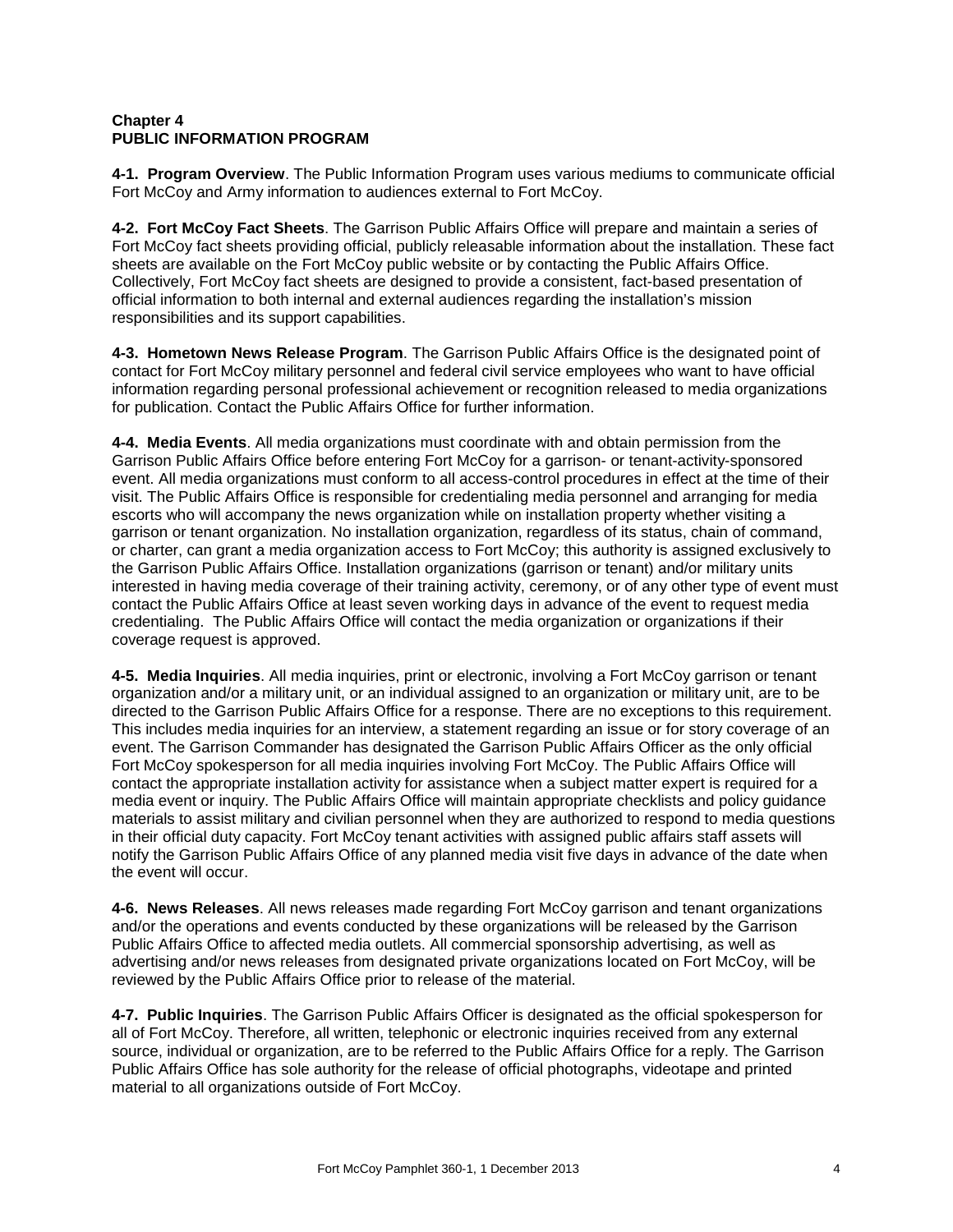**Chapter 4**
**PUBLIC INFORMATION PROGRAM**

**4-1. Program Overview**. The Public Information Program uses various mediums to communicate official Fort McCoy and Army information to audiences external to Fort McCoy.

**4-2. Fort McCoy Fact Sheets**. The Garrison Public Affairs Office will prepare and maintain a series of Fort McCoy fact sheets providing official, publicly releasable information about the installation. These fact sheets are available on the Fort McCoy public website or by contacting the Public Affairs Office. Collectively, Fort McCoy fact sheets are designed to provide a consistent, fact-based presentation of official information to both internal and external audiences regarding the installation's mission responsibilities and its support capabilities.

**4-3. Hometown News Release Program**. The Garrison Public Affairs Office is the designated point of contact for Fort McCoy military personnel and federal civil service employees who want to have official information regarding personal professional achievement or recognition released to media organizations for publication. Contact the Public Affairs Office for further information.

**4-4. Media Events**. All media organizations must coordinate with and obtain permission from the Garrison Public Affairs Office before entering Fort McCoy for a garrison- or tenant-activity-sponsored event. All media organizations must conform to all access-control procedures in effect at the time of their visit. The Public Affairs Office is responsible for credentialing media personnel and arranging for media escorts who will accompany the news organization while on installation property whether visiting a garrison or tenant organization. No installation organization, regardless of its status, chain of command, or charter, can grant a media organization access to Fort McCoy; this authority is assigned exclusively to the Garrison Public Affairs Office. Installation organizations (garrison or tenant) and/or military units interested in having media coverage of their training activity, ceremony, or of any other type of event must contact the Public Affairs Office at least seven working days in advance of the event to request media credentialing. The Public Affairs Office will contact the media organization or organizations if their coverage request is approved.

**4-5. Media Inquiries**. All media inquiries, print or electronic, involving a Fort McCoy garrison or tenant organization and/or a military unit, or an individual assigned to an organization or military unit, are to be directed to the Garrison Public Affairs Office for a response. There are no exceptions to this requirement. This includes media inquiries for an interview, a statement regarding an issue or for story coverage of an event. The Garrison Commander has designated the Garrison Public Affairs Officer as the only official Fort McCoy spokesperson for all media inquiries involving Fort McCoy. The Public Affairs Office will contact the appropriate installation activity for assistance when a subject matter expert is required for a media event or inquiry. The Public Affairs Office will maintain appropriate checklists and policy guidance materials to assist military and civilian personnel when they are authorized to respond to media questions in their official duty capacity. Fort McCoy tenant activities with assigned public affairs staff assets will notify the Garrison Public Affairs Office of any planned media visit five days in advance of the date when the event will occur.

**4-6. News Releases**. All news releases made regarding Fort McCoy garrison and tenant organizations and/or the operations and events conducted by these organizations will be released by the Garrison Public Affairs Office to affected media outlets. All commercial sponsorship advertising, as well as advertising and/or news releases from designated private organizations located on Fort McCoy, will be reviewed by the Public Affairs Office prior to release of the material.

**4-7. Public Inquiries**. The Garrison Public Affairs Officer is designated as the official spokesperson for all of Fort McCoy. Therefore, all written, telephonic or electronic inquiries received from any external source, individual or organization, are to be referred to the Public Affairs Office for a reply. The Garrison Public Affairs Office has sole authority for the release of official photographs, videotape and printed material to all organizations outside of Fort McCoy.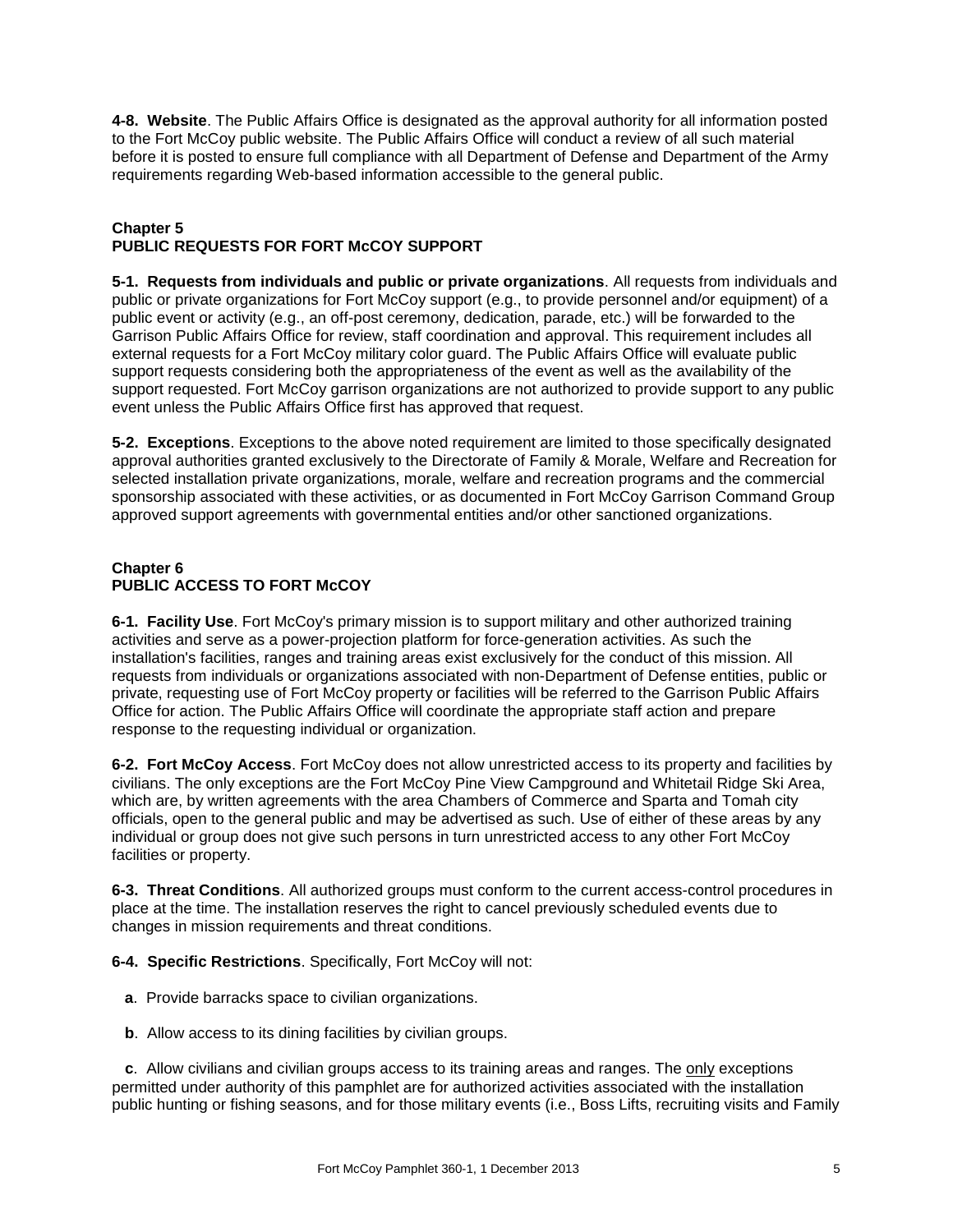**4-8. Website**. The Public Affairs Office is designated as the approval authority for all information posted to the Fort McCoy public website. The Public Affairs Office will conduct a review of all such material before it is posted to ensure full compliance with all Department of Defense and Department of the Army requirements regarding Web-based information accessible to the general public.

## Chapter 5
## PUBLIC REQUESTS FOR FORT McCOY SUPPORT

**5-1. Requests from individuals and public or private organizations**. All requests from individuals and public or private organizations for Fort McCoy support (e.g., to provide personnel and/or equipment) of a public event or activity (e.g., an off-post ceremony, dedication, parade, etc.) will be forwarded to the Garrison Public Affairs Office for review, staff coordination and approval. This requirement includes all external requests for a Fort McCoy military color guard. The Public Affairs Office will evaluate public support requests considering both the appropriateness of the event as well as the availability of the support requested. Fort McCoy garrison organizations are not authorized to provide support to any public event unless the Public Affairs Office first has approved that request.

**5-2. Exceptions**. Exceptions to the above noted requirement are limited to those specifically designated approval authorities granted exclusively to the Directorate of Family & Morale, Welfare and Recreation for selected installation private organizations, morale, welfare and recreation programs and the commercial sponsorship associated with these activities, or as documented in Fort McCoy Garrison Command Group approved support agreements with governmental entities and/or other sanctioned organizations.

## Chapter 6
## PUBLIC ACCESS TO FORT McCOY

**6-1. Facility Use**. Fort McCoy's primary mission is to support military and other authorized training activities and serve as a power-projection platform for force-generation activities. As such the installation's facilities, ranges and training areas exist exclusively for the conduct of this mission. All requests from individuals or organizations associated with non-Department of Defense entities, public or private, requesting use of Fort McCoy property or facilities will be referred to the Garrison Public Affairs Office for action. The Public Affairs Office will coordinate the appropriate staff action and prepare response to the requesting individual or organization.

**6-2. Fort McCoy Access**. Fort McCoy does not allow unrestricted access to its property and facilities by civilians. The only exceptions are the Fort McCoy Pine View Campground and Whitetail Ridge Ski Area, which are, by written agreements with the area Chambers of Commerce and Sparta and Tomah city officials, open to the general public and may be advertised as such. Use of either of these areas by any individual or group does not give such persons in turn unrestricted access to any other Fort McCoy facilities or property.

**6-3. Threat Conditions**. All authorized groups must conform to the current access-control procedures in place at the time. The installation reserves the right to cancel previously scheduled events due to changes in mission requirements and threat conditions.

**6-4. Specific Restrictions**. Specifically, Fort McCoy will not:

**a**. Provide barracks space to civilian organizations.

**b**. Allow access to its dining facilities by civilian groups.

**c**. Allow civilians and civilian groups access to its training areas and ranges. The only exceptions permitted under authority of this pamphlet are for authorized activities associated with the installation public hunting or fishing seasons, and for those military events (i.e., Boss Lifts, recruiting visits and Family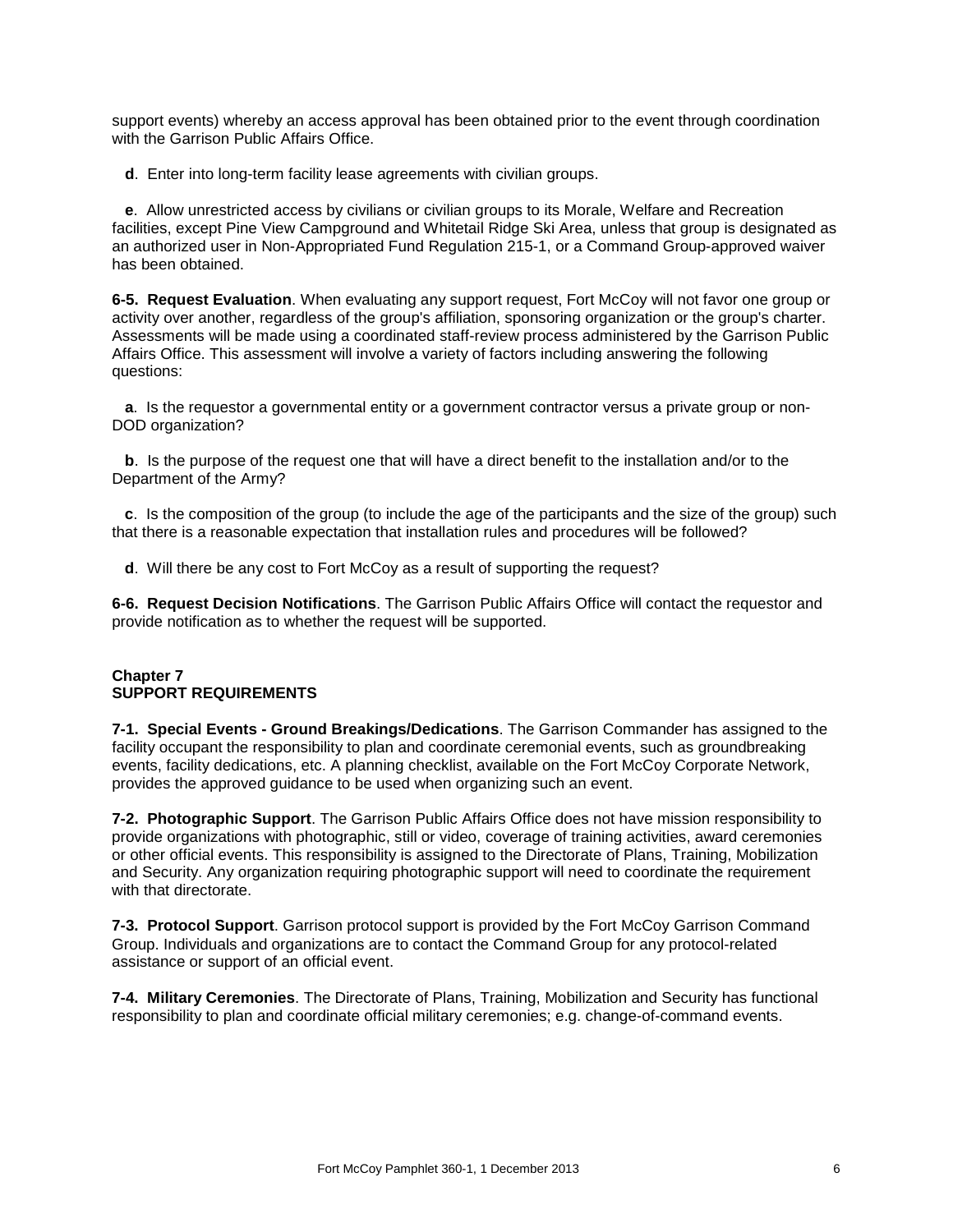support events) whereby an access approval has been obtained prior to the event through coordination with the Garrison Public Affairs Office.

**d**. Enter into long-term facility lease agreements with civilian groups.

**e**. Allow unrestricted access by civilians or civilian groups to its Morale, Welfare and Recreation facilities, except Pine View Campground and Whitetail Ridge Ski Area, unless that group is designated as an authorized user in Non-Appropriated Fund Regulation 215-1, or a Command Group-approved waiver has been obtained.

**6-5. Request Evaluation**. When evaluating any support request, Fort McCoy will not favor one group or activity over another, regardless of the group's affiliation, sponsoring organization or the group's charter. Assessments will be made using a coordinated staff-review process administered by the Garrison Public Affairs Office. This assessment will involve a variety of factors including answering the following questions:

**a**. Is the requestor a governmental entity or a government contractor versus a private group or non-DOD organization?

**b**. Is the purpose of the request one that will have a direct benefit to the installation and/or to the Department of the Army?

**c**. Is the composition of the group (to include the age of the participants and the size of the group) such that there is a reasonable expectation that installation rules and procedures will be followed?

**d**. Will there be any cost to Fort McCoy as a result of supporting the request?

**6-6. Request Decision Notifications**. The Garrison Public Affairs Office will contact the requestor and provide notification as to whether the request will be supported.

## Chapter 7
## SUPPORT REQUIREMENTS

**7-1. Special Events - Ground Breakings/Dedications**. The Garrison Commander has assigned to the facility occupant the responsibility to plan and coordinate ceremonial events, such as groundbreaking events, facility dedications, etc. A planning checklist, available on the Fort McCoy Corporate Network, provides the approved guidance to be used when organizing such an event.

**7-2. Photographic Support**. The Garrison Public Affairs Office does not have mission responsibility to provide organizations with photographic, still or video, coverage of training activities, award ceremonies or other official events. This responsibility is assigned to the Directorate of Plans, Training, Mobilization and Security. Any organization requiring photographic support will need to coordinate the requirement with that directorate.

**7-3. Protocol Support**. Garrison protocol support is provided by the Fort McCoy Garrison Command Group. Individuals and organizations are to contact the Command Group for any protocol-related assistance or support of an official event.

**7-4. Military Ceremonies**. The Directorate of Plans, Training, Mobilization and Security has functional responsibility to plan and coordinate official military ceremonies; e.g. change-of-command events.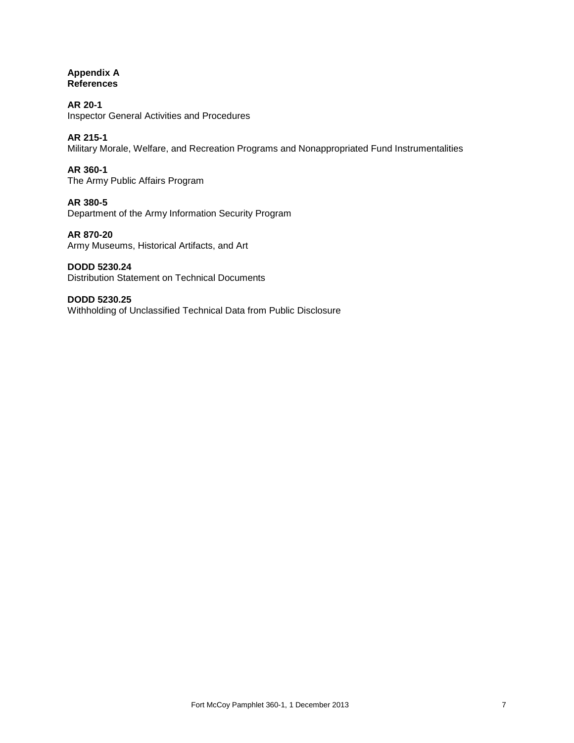## Appendix A
## References

**AR 20-1**
Inspector General Activities and Procedures

**AR 215-1**
Military Morale, Welfare, and Recreation Programs and Nonappropriated Fund Instrumentalities

**AR 360-1**
The Army Public Affairs Program

**AR 380-5**
Department of the Army Information Security Program

**AR 870-20**
Army Museums, Historical Artifacts, and Art

**DODD 5230.24**
Distribution Statement on Technical Documents

**DODD 5230.25**
Withholding of Unclassified Technical Data from Public Disclosure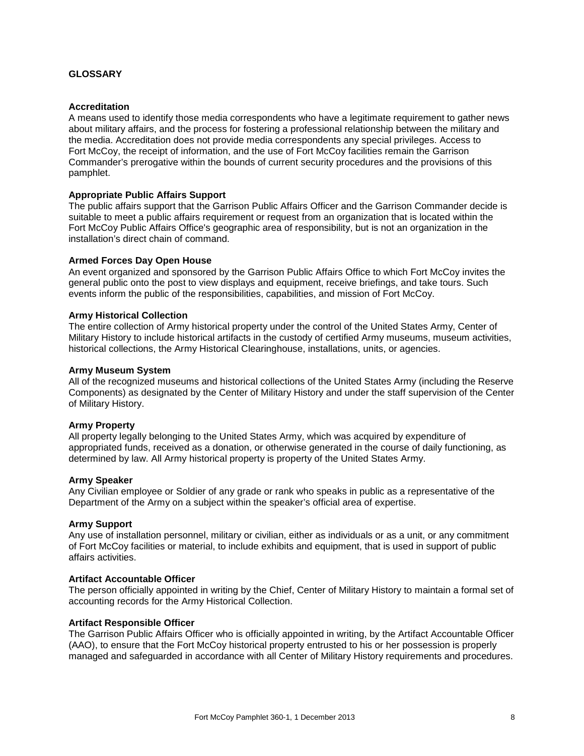## GLOSSARY

**Accreditation**
A means used to identify those media correspondents who have a legitimate requirement to gather news about military affairs, and the process for fostering a professional relationship between the military and the media. Accreditation does not provide media correspondents any special privileges. Access to Fort McCoy, the receipt of information, and the use of Fort McCoy facilities remain the Garrison Commander's prerogative within the bounds of current security procedures and the provisions of this pamphlet.

**Appropriate Public Affairs Support**
The public affairs support that the Garrison Public Affairs Officer and the Garrison Commander decide is suitable to meet a public affairs requirement or request from an organization that is located within the Fort McCoy Public Affairs Office's geographic area of responsibility, but is not an organization in the installation's direct chain of command.

**Armed Forces Day Open House**
An event organized and sponsored by the Garrison Public Affairs Office to which Fort McCoy invites the general public onto the post to view displays and equipment, receive briefings, and take tours. Such events inform the public of the responsibilities, capabilities, and mission of Fort McCoy.

**Army Historical Collection**
The entire collection of Army historical property under the control of the United States Army, Center of Military History to include historical artifacts in the custody of certified Army museums, museum activities, historical collections, the Army Historical Clearinghouse, installations, units, or agencies.

**Army Museum System**
All of the recognized museums and historical collections of the United States Army (including the Reserve Components) as designated by the Center of Military History and under the staff supervision of the Center of Military History.

**Army Property**
All property legally belonging to the United States Army, which was acquired by expenditure of appropriated funds, received as a donation, or otherwise generated in the course of daily functioning, as determined by law. All Army historical property is property of the United States Army.

**Army Speaker**
Any Civilian employee or Soldier of any grade or rank who speaks in public as a representative of the Department of the Army on a subject within the speaker's official area of expertise.

**Army Support**
Any use of installation personnel, military or civilian, either as individuals or as a unit, or any commitment of Fort McCoy facilities or material, to include exhibits and equipment, that is used in support of public affairs activities.

**Artifact Accountable Officer**
The person officially appointed in writing by the Chief, Center of Military History to maintain a formal set of accounting records for the Army Historical Collection.

**Artifact Responsible Officer**
The Garrison Public Affairs Officer who is officially appointed in writing, by the Artifact Accountable Officer (AAO), to ensure that the Fort McCoy historical property entrusted to his or her possession is properly managed and safeguarded in accordance with all Center of Military History requirements and procedures.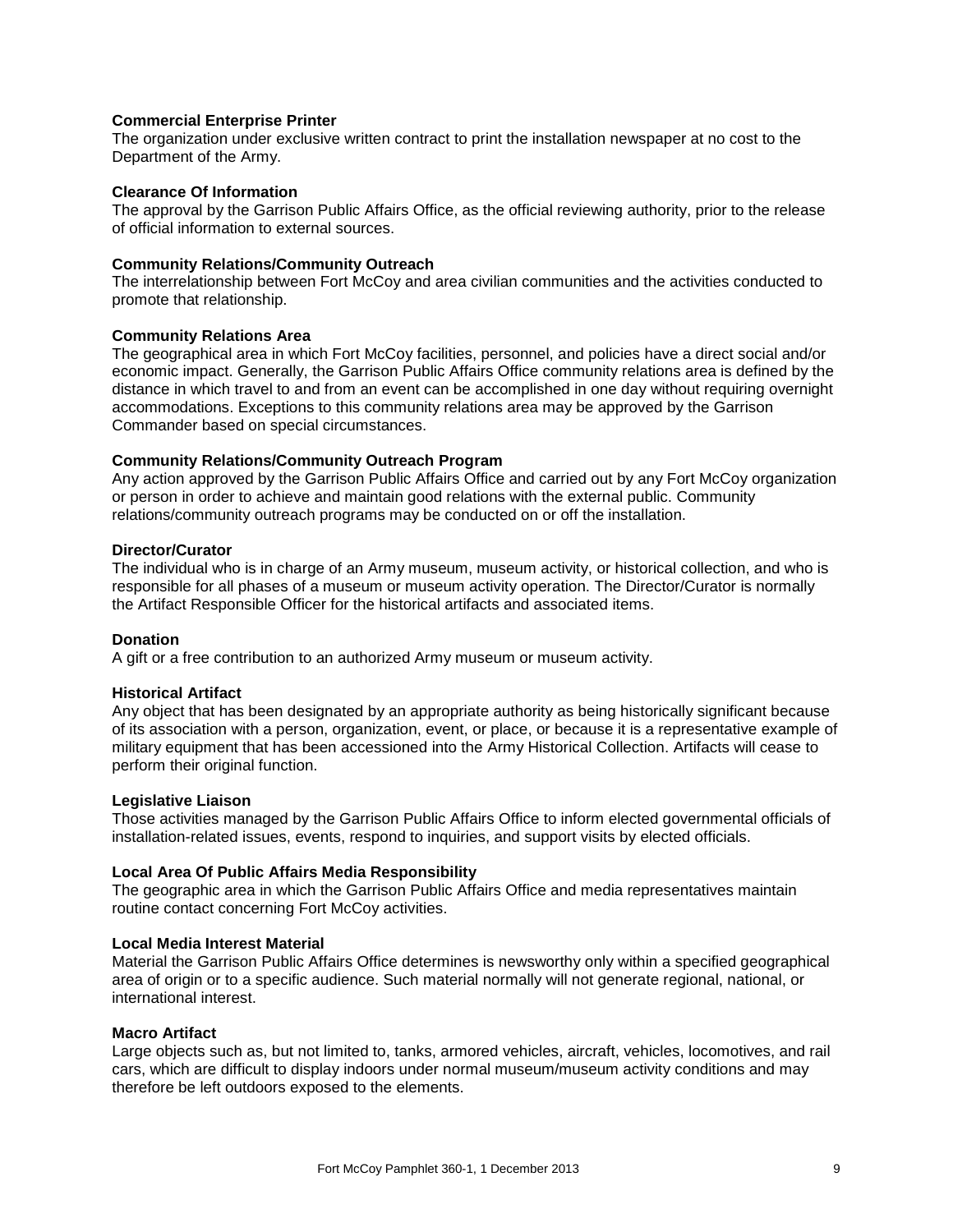**Commercial Enterprise Printer**
The organization under exclusive written contract to print the installation newspaper at no cost to the Department of the Army.

**Clearance Of Information**
The approval by the Garrison Public Affairs Office, as the official reviewing authority, prior to the release of official information to external sources.

**Community Relations/Community Outreach**
The interrelationship between Fort McCoy and area civilian communities and the activities conducted to promote that relationship.

**Community Relations Area**
The geographical area in which Fort McCoy facilities, personnel, and policies have a direct social and/or economic impact. Generally, the Garrison Public Affairs Office community relations area is defined by the distance in which travel to and from an event can be accomplished in one day without requiring overnight accommodations. Exceptions to this community relations area may be approved by the Garrison Commander based on special circumstances.

**Community Relations/Community Outreach Program**
Any action approved by the Garrison Public Affairs Office and carried out by any Fort McCoy organization or person in order to achieve and maintain good relations with the external public. Community relations/community outreach programs may be conducted on or off the installation.

**Director/Curator**
The individual who is in charge of an Army museum, museum activity, or historical collection, and who is responsible for all phases of a museum or museum activity operation. The Director/Curator is normally the Artifact Responsible Officer for the historical artifacts and associated items.

**Donation**
A gift or a free contribution to an authorized Army museum or museum activity.

**Historical Artifact**
Any object that has been designated by an appropriate authority as being historically significant because of its association with a person, organization, event, or place, or because it is a representative example of military equipment that has been accessioned into the Army Historical Collection. Artifacts will cease to perform their original function.

**Legislative Liaison**
Those activities managed by the Garrison Public Affairs Office to inform elected governmental officials of installation-related issues, events, respond to inquiries, and support visits by elected officials.

**Local Area Of Public Affairs Media Responsibility**
The geographic area in which the Garrison Public Affairs Office and media representatives maintain routine contact concerning Fort McCoy activities.

**Local Media Interest Material**
Material the Garrison Public Affairs Office determines is newsworthy only within a specified geographical area of origin or to a specific audience. Such material normally will not generate regional, national, or international interest.

**Macro Artifact**
Large objects such as, but not limited to, tanks, armored vehicles, aircraft, vehicles, locomotives, and rail cars, which are difficult to display indoors under normal museum/museum activity conditions and may therefore be left outdoors exposed to the elements.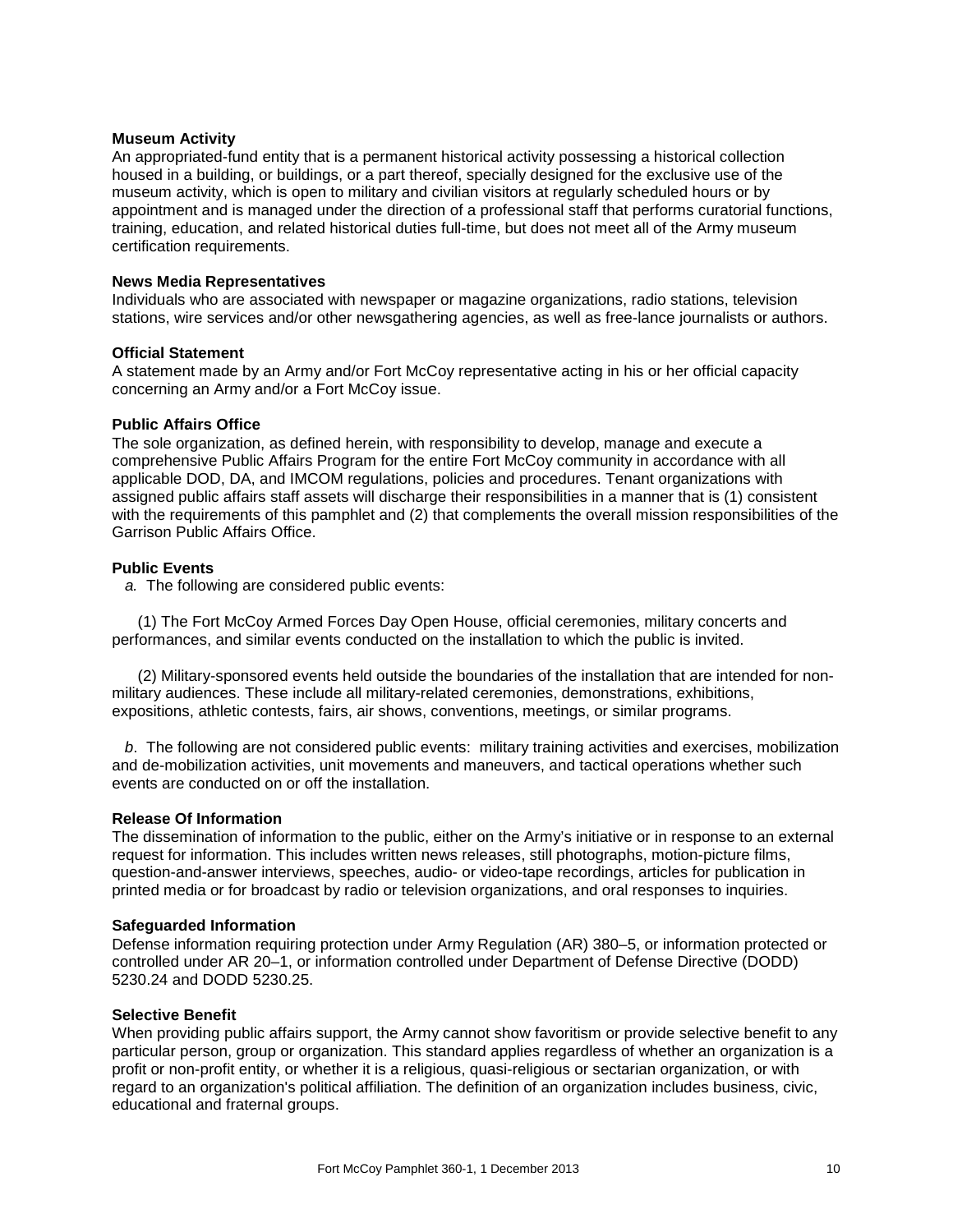**Museum Activity**
An appropriated-fund entity that is a permanent historical activity possessing a historical collection housed in a building, or buildings, or a part thereof, specially designed for the exclusive use of the museum activity, which is open to military and civilian visitors at regularly scheduled hours or by appointment and is managed under the direction of a professional staff that performs curatorial functions, training, education, and related historical duties full-time, but does not meet all of the Army museum certification requirements.

**News Media Representatives**
Individuals who are associated with newspaper or magazine organizations, radio stations, television stations, wire services and/or other newsgathering agencies, as well as free-lance journalists or authors.

**Official Statement**
A statement made by an Army and/or Fort McCoy representative acting in his or her official capacity concerning an Army and/or a Fort McCoy issue.

**Public Affairs Office**
The sole organization, as defined herein, with responsibility to develop, manage and execute a comprehensive Public Affairs Program for the entire Fort McCoy community in accordance with all applicable DOD, DA, and IMCOM regulations, policies and procedures. Tenant organizations with assigned public affairs staff assets will discharge their responsibilities in a manner that is (1) consistent with the requirements of this pamphlet and (2) that complements the overall mission responsibilities of the Garrison Public Affairs Office.

**Public Events**
*a.* The following are considered public events:

(1) The Fort McCoy Armed Forces Day Open House, official ceremonies, military concerts and performances, and similar events conducted on the installation to which the public is invited.

(2) Military-sponsored events held outside the boundaries of the installation that are intended for non-military audiences. These include all military-related ceremonies, demonstrations, exhibitions, expositions, athletic contests, fairs, air shows, conventions, meetings, or similar programs.

*b*. The following are not considered public events: military training activities and exercises, mobilization and de-mobilization activities, unit movements and maneuvers, and tactical operations whether such events are conducted on or off the installation.

**Release Of Information**
The dissemination of information to the public, either on the Army's initiative or in response to an external request for information. This includes written news releases, still photographs, motion-picture films, question-and-answer interviews, speeches, audio- or video-tape recordings, articles for publication in printed media or for broadcast by radio or television organizations, and oral responses to inquiries.

**Safeguarded Information**
Defense information requiring protection under Army Regulation (AR) 380–5, or information protected or controlled under AR 20–1, or information controlled under Department of Defense Directive (DODD) 5230.24 and DODD 5230.25.

**Selective Benefit**
When providing public affairs support, the Army cannot show favoritism or provide selective benefit to any particular person, group or organization. This standard applies regardless of whether an organization is a profit or non-profit entity, or whether it is a religious, quasi-religious or sectarian organization, or with regard to an organization's political affiliation. The definition of an organization includes business, civic, educational and fraternal groups.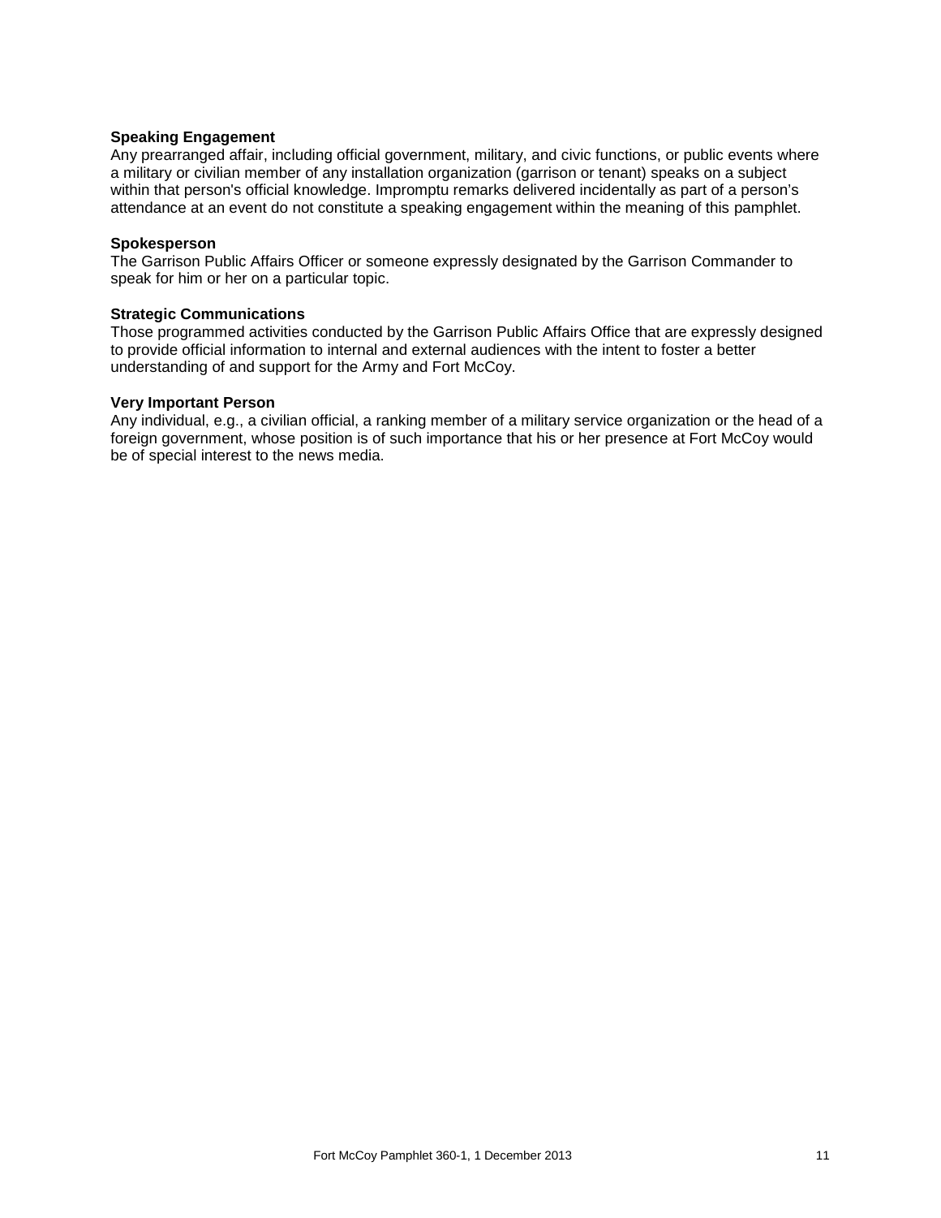**Speaking Engagement**
Any prearranged affair, including official government, military, and civic functions, or public events where a military or civilian member of any installation organization (garrison or tenant) speaks on a subject within that person's official knowledge. Impromptu remarks delivered incidentally as part of a person's attendance at an event do not constitute a speaking engagement within the meaning of this pamphlet.

**Spokesperson**
The Garrison Public Affairs Officer or someone expressly designated by the Garrison Commander to speak for him or her on a particular topic.

**Strategic Communications**
Those programmed activities conducted by the Garrison Public Affairs Office that are expressly designed to provide official information to internal and external audiences with the intent to foster a better understanding of and support for the Army and Fort McCoy.

**Very Important Person**
Any individual, e.g., a civilian official, a ranking member of a military service organization or the head of a foreign government, whose position is of such importance that his or her presence at Fort McCoy would be of special interest to the news media.